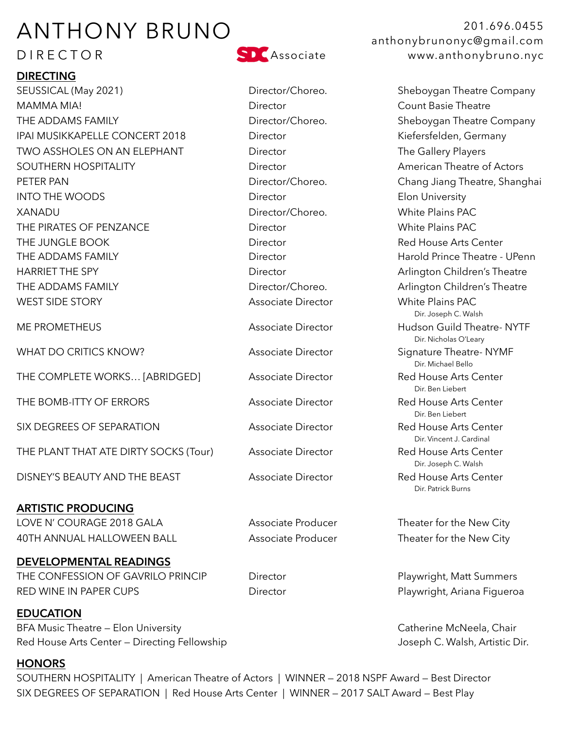# ANTHONY BRUNO

DIRECTOR

SDC Associate

201.696.0455
anthonybrunonyc@gmail.com
www.anthonybruno.nyc

## DIRECTING

| | | |
|---|---|---|
| SEUSSICAL (May 2021) | Director/Choreo. | Sheboygan Theatre Company |
| MAMMA MIA! | Director | Count Basie Theatre |
| THE ADDAMS FAMILY | Director/Choreo. | Sheboygan Theatre Company |
| IPAI MUSIKKAPELLE CONCERT 2018 | Director | Kiefersfelden, Germany |
| TWO ASSHOLES ON AN ELEPHANT | Director | The Gallery Players |
| SOUTHERN HOSPITALITY | Director | American Theatre of Actors |
| PETER PAN | Director/Choreo. | Chang Jiang Theatre, Shanghai |
| INTO THE WOODS | Director | Elon University |
| XANADU | Director/Choreo. | White Plains PAC |
| THE PIRATES OF PENZANCE | Director | White Plains PAC |
| THE JUNGLE BOOK | Director | Red House Arts Center |
| THE ADDAMS FAMILY | Director | Harold Prince Theatre - UPenn |
| HARRIET THE SPY | Director | Arlington Children's Theatre |
| THE ADDAMS FAMILY | Director/Choreo. | Arlington Children's Theatre |
| WEST SIDE STORY | Associate Director | White Plains PAC<br>Dir. Joseph C. Walsh |
| ME PROMETHEUS | Associate Director | Hudson Guild Theatre- NYTF<br>Dir. Nicholas O'Leary |
| WHAT DO CRITICS KNOW? | Associate Director | Signature Theatre- NYMF<br>Dir. Michael Bello |
| THE COMPLETE WORKS… [ABRIDGED] | Associate Director | Red House Arts Center<br>Dir. Ben Liebert |
| THE BOMB-ITTY OF ERRORS | Associate Director | Red House Arts Center<br>Dir. Ben Liebert |
| SIX DEGREES OF SEPARATION | Associate Director | Red House Arts Center<br>Dir. Vincent J. Cardinal |
| THE PLANT THAT ATE DIRTY SOCKS (Tour) | Associate Director | Red House Arts Center<br>Dir. Joseph C. Walsh |
| DISNEY'S BEAUTY AND THE BEAST | Associate Director | Red House Arts Center<br>Dir. Patrick Burns |

## ARTISTIC PRODUCING

| | | |
|---|---|---|
| LOVE N' COURAGE 2018 GALA | Associate Producer | Theater for the New City |
| 40TH ANNUAL HALLOWEEN BALL | Associate Producer | Theater for the New City |

## DEVELOPMENTAL READINGS

| | | |
|---|---|---|
| THE CONFESSION OF GAVRILO PRINCIP | Director | Playwright, Matt Summers |
| RED WINE IN PAPER CUPS | Director | Playwright, Ariana Figueroa |

## EDUCATION

| | |
|---|---|
| BFA Music Theatre – Elon University | Catherine McNeela, Chair |
| Red House Arts Center – Directing Fellowship | Joseph C. Walsh, Artistic Dir. |

## HONORS

SOUTHERN HOSPITALITY | American Theatre of Actors | WINNER – 2018 NSPF Award – Best Director

SIX DEGREES OF SEPARATION | Red House Arts Center | WINNER – 2017 SALT Award – Best Play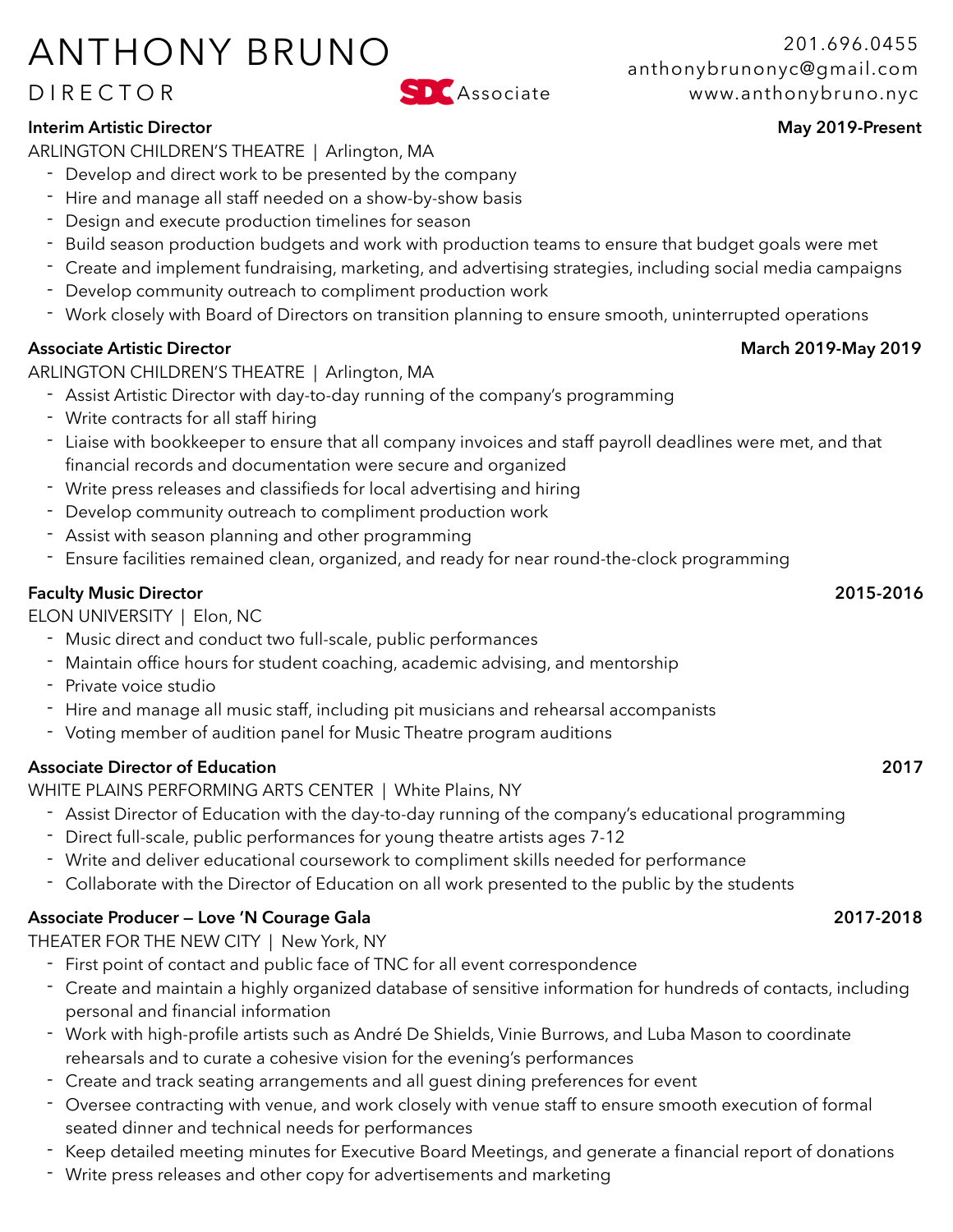# ANTHONY BRUNO

DIRECTOR

SDC Associate

201.696.0455
anthonybrunonyc@gmail.com
www.anthonybruno.nyc

**Interim Artistic Director** **May 2019-Present**

ARLINGTON CHILDREN'S THEATRE | Arlington, MA

- Develop and direct work to be presented by the company
- Hire and manage all staff needed on a show-by-show basis
- Design and execute production timelines for season
- Build season production budgets and work with production teams to ensure that budget goals were met
- Create and implement fundraising, marketing, and advertising strategies, including social media campaigns
- Develop community outreach to compliment production work
- Work closely with Board of Directors on transition planning to ensure smooth, uninterrupted operations

**Associate Artistic Director** **March 2019-May 2019**

ARLINGTON CHILDREN'S THEATRE | Arlington, MA

- Assist Artistic Director with day-to-day running of the company's programming
- Write contracts for all staff hiring
- Liaise with bookkeeper to ensure that all company invoices and staff payroll deadlines were met, and that financial records and documentation were secure and organized
- Write press releases and classifieds for local advertising and hiring
- Develop community outreach to compliment production work
- Assist with season planning and other programming
- Ensure facilities remained clean, organized, and ready for near round-the-clock programming

**Faculty Music Director** **2015-2016**

ELON UNIVERSITY | Elon, NC

- Music direct and conduct two full-scale, public performances
- Maintain office hours for student coaching, academic advising, and mentorship
- Private voice studio
- Hire and manage all music staff, including pit musicians and rehearsal accompanists
- Voting member of audition panel for Music Theatre program auditions

**Associate Director of Education** **2017**

WHITE PLAINS PERFORMING ARTS CENTER | White Plains, NY

- Assist Director of Education with the day-to-day running of the company's educational programming
- Direct full-scale, public performances for young theatre artists ages 7-12
- Write and deliver educational coursework to compliment skills needed for performance
- Collaborate with the Director of Education on all work presented to the public by the students

**Associate Producer — Love 'N Courage Gala** **2017-2018**

THEATER FOR THE NEW CITY | New York, NY

- First point of contact and public face of TNC for all event correspondence
- Create and maintain a highly organized database of sensitive information for hundreds of contacts, including personal and financial information
- Work with high-profile artists such as André De Shields, Vinie Burrows, and Luba Mason to coordinate rehearsals and to curate a cohesive vision for the evening's performances
- Create and track seating arrangements and all guest dining preferences for event
- Oversee contracting with venue, and work closely with venue staff to ensure smooth execution of formal seated dinner and technical needs for performances
- Keep detailed meeting minutes for Executive Board Meetings, and generate a financial report of donations
- Write press releases and other copy for advertisements and marketing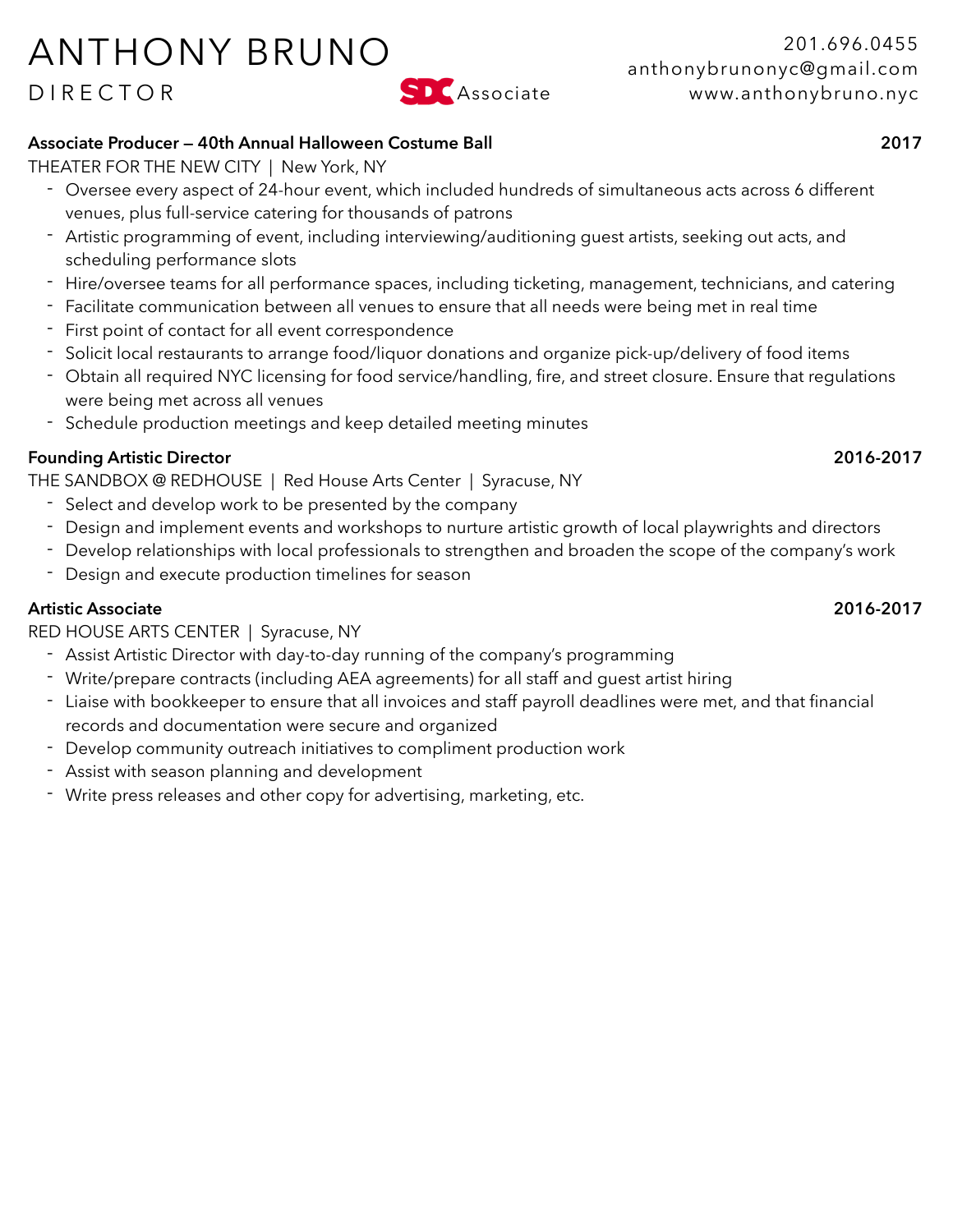# ANTHONY BRUNO

DIRECTOR

SDC Associate

201.696.0455
anthonybrunonyc@gmail.com
www.anthonybruno.nyc

**Associate Producer — 40th Annual Halloween Costume Ball** **2017**

THEATER FOR THE NEW CITY | New York, NY

- Oversee every aspect of 24-hour event, which included hundreds of simultaneous acts across 6 different venues, plus full-service catering for thousands of patrons
- Artistic programming of event, including interviewing/auditioning guest artists, seeking out acts, and scheduling performance slots
- Hire/oversee teams for all performance spaces, including ticketing, management, technicians, and catering
- Facilitate communication between all venues to ensure that all needs were being met in real time
- First point of contact for all event correspondence
- Solicit local restaurants to arrange food/liquor donations and organize pick-up/delivery of food items
- Obtain all required NYC licensing for food service/handling, fire, and street closure. Ensure that regulations were being met across all venues
- Schedule production meetings and keep detailed meeting minutes

**Founding Artistic Director** **2016-2017**

THE SANDBOX @ REDHOUSE | Red House Arts Center | Syracuse, NY

- Select and develop work to be presented by the company
- Design and implement events and workshops to nurture artistic growth of local playwrights and directors
- Develop relationships with local professionals to strengthen and broaden the scope of the company's work
- Design and execute production timelines for season

**Artistic Associate** **2016-2017**

RED HOUSE ARTS CENTER | Syracuse, NY

- Assist Artistic Director with day-to-day running of the company's programming
- Write/prepare contracts (including AEA agreements) for all staff and guest artist hiring
- Liaise with bookkeeper to ensure that all invoices and staff payroll deadlines were met, and that financial records and documentation were secure and organized
- Develop community outreach initiatives to compliment production work
- Assist with season planning and development
- Write press releases and other copy for advertising, marketing, etc.